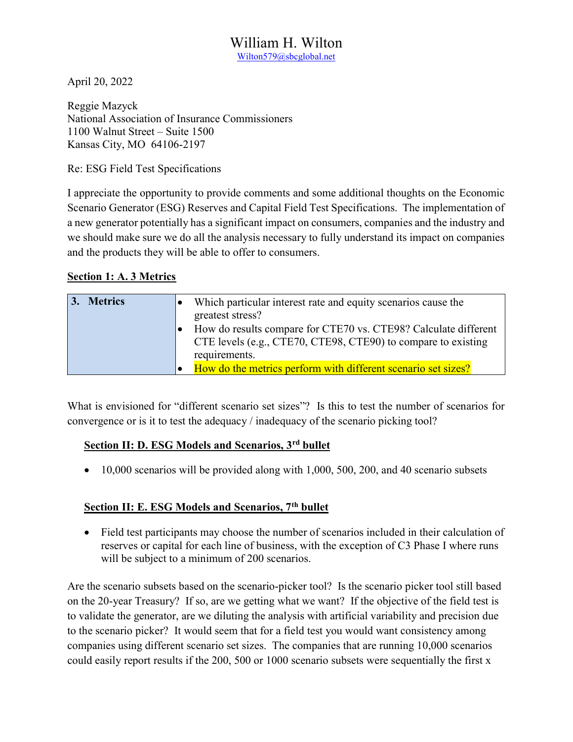# William H. Wilton

Wilton579@sbcglobal.net

April 20, 2022

Reggie Mazyck
National Association of Insurance Commissioners
1100 Walnut Street – Suite 1500
Kansas City, MO 64106-2197

Re: ESG Field Test Specifications

I appreciate the opportunity to provide comments and some additional thoughts on the Economic Scenario Generator (ESG) Reserves and Capital Field Test Specifications. The implementation of a new generator potentially has a significant impact on consumers, companies and the industry and we should make sure we do all the analysis necessary to fully understand its impact on companies and the products they will be able to offer to consumers.

**Section 1: A. 3 Metrics**

| 3. Metrics | • Which particular interest rate and equity scenarios cause the greatest stress?<br>• How do results compare for CTE70 vs. CTE98? Calculate different CTE levels (e.g., CTE70, CTE98, CTE90) to compare to existing requirements.<br>• How do the metrics perform with different scenario set sizes? |
|---|---|

What is envisioned for "different scenario set sizes"? Is this to test the number of scenarios for convergence or is it to test the adequacy / inadequacy of the scenario picking tool?

**Section II: D. ESG Models and Scenarios, 3rd bullet**

- 10,000 scenarios will be provided along with 1,000, 500, 200, and 40 scenario subsets

**Section II: E. ESG Models and Scenarios, 7th bullet**

- Field test participants may choose the number of scenarios included in their calculation of reserves or capital for each line of business, with the exception of C3 Phase I where runs will be subject to a minimum of 200 scenarios.

Are the scenario subsets based on the scenario-picker tool? Is the scenario picker tool still based on the 20-year Treasury? If so, are we getting what we want? If the objective of the field test is to validate the generator, are we diluting the analysis with artificial variability and precision due to the scenario picker? It would seem that for a field test you would want consistency among companies using different scenario set sizes. The companies that are running 10,000 scenarios could easily report results if the 200, 500 or 1000 scenario subsets were sequentially the first x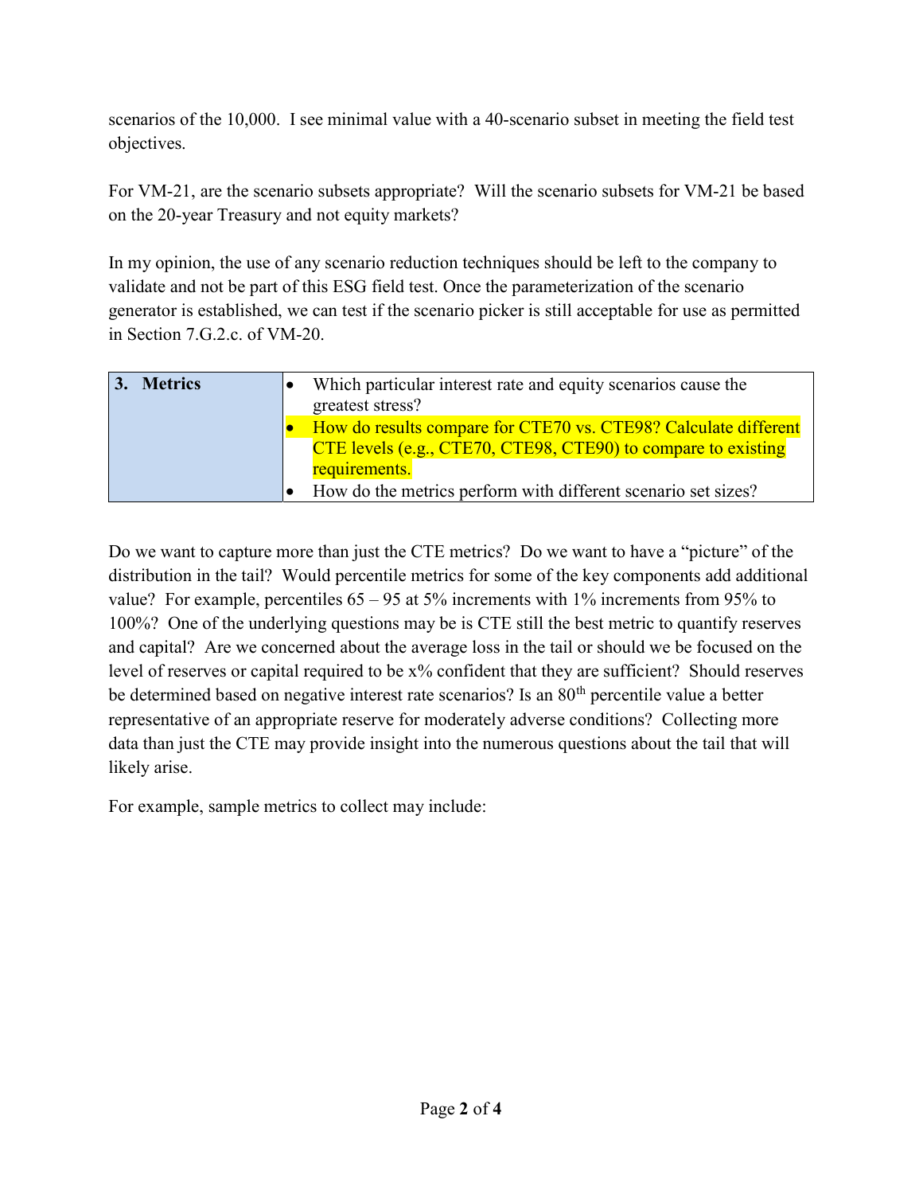scenarios of the 10,000. I see minimal value with a 40-scenario subset in meeting the field test objectives.

For VM-21, are the scenario subsets appropriate? Will the scenario subsets for VM-21 be based on the 20-year Treasury and not equity markets?

In my opinion, the use of any scenario reduction techniques should be left to the company to validate and not be part of this ESG field test. Once the parameterization of the scenario generator is established, we can test if the scenario picker is still acceptable for use as permitted in Section 7.G.2.c. of VM-20.

| **3. Metrics** | • Which particular interest rate and equity scenarios cause the greatest stress?<br>• How do results compare for CTE70 vs. CTE98? Calculate different CTE levels (e.g., CTE70, CTE98, CTE90) to compare to existing requirements.<br>• How do the metrics perform with different scenario set sizes? |
|---|---|

Do we want to capture more than just the CTE metrics? Do we want to have a "picture" of the distribution in the tail? Would percentile metrics for some of the key components add additional value? For example, percentiles 65 – 95 at 5% increments with 1% increments from 95% to 100%? One of the underlying questions may be is CTE still the best metric to quantify reserves and capital? Are we concerned about the average loss in the tail or should we be focused on the level of reserves or capital required to be x% confident that they are sufficient? Should reserves be determined based on negative interest rate scenarios? Is an 80th percentile value a better representative of an appropriate reserve for moderately adverse conditions? Collecting more data than just the CTE may provide insight into the numerous questions about the tail that will likely arise.

For example, sample metrics to collect may include: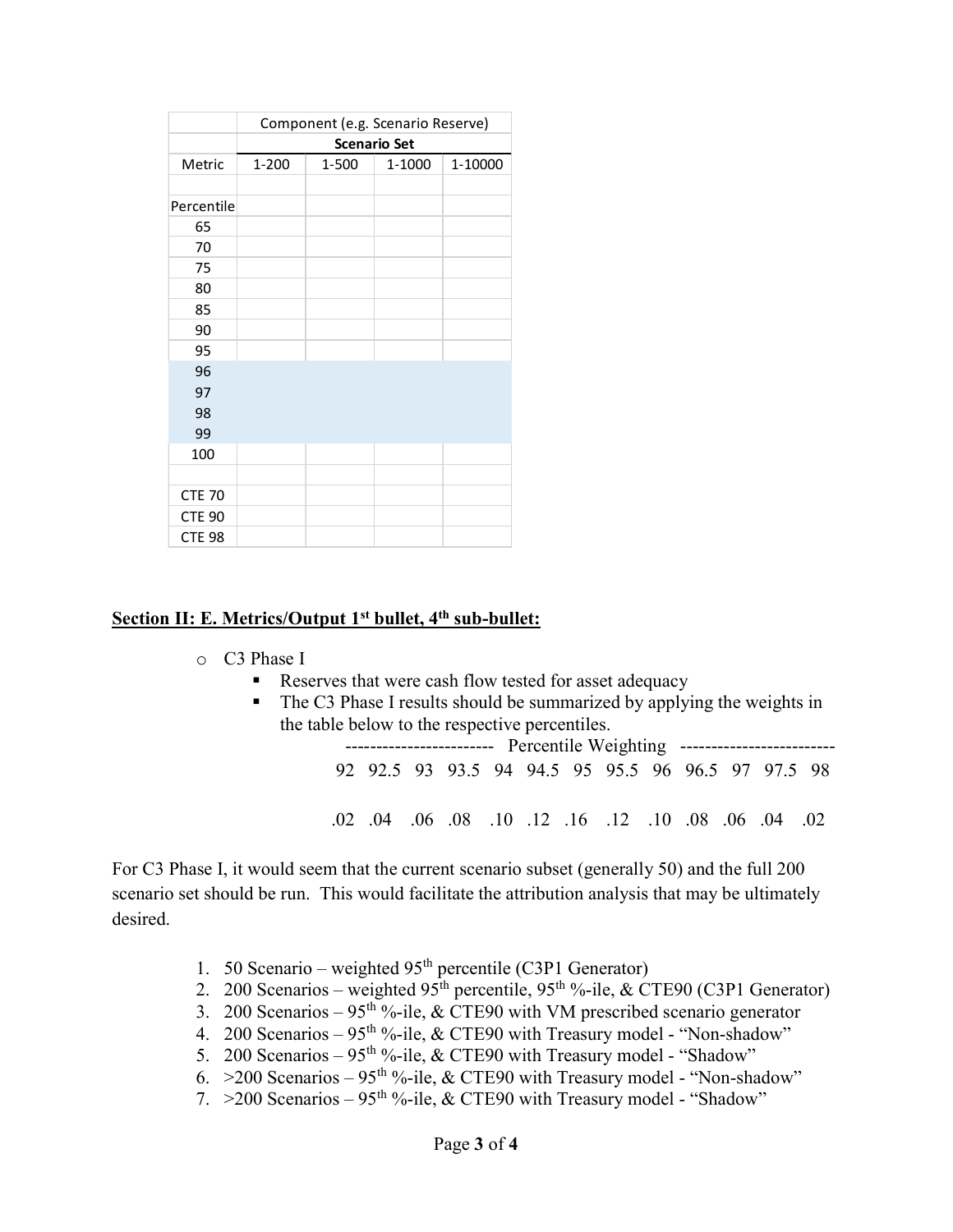| | Component (e.g. Scenario Reserve) | | | |
|---|---|---|---|---|
| | **Scenario Set** | | | |
| Metric | 1-200 | 1-500 | 1-1000 | 1-10000 |
| | | | | |
| Percentile | | | | |
| 65 | | | | |
| 70 | | | | |
| 75 | | | | |
| 80 | | | | |
| 85 | | | | |
| 90 | | | | |
| 95 | | | | |
| 96 | | | | |
| 97 | | | | |
| 98 | | | | |
| 99 | | | | |
| 100 | | | | |
| | | | | |
| CTE 70 | | | | |
| CTE 90 | | | | |
| CTE 98 | | | | |

**Section II: E. Metrics/Output 1st bullet, 4th sub-bullet:**

- C3 Phase I
  - Reserves that were cash flow tested for asset adequacy
  - The C3 Phase I results should be summarized by applying the weights in the table below to the respective percentiles.

| Percentile Weighting | | | | | | | | | | | | |
|---|---|---|---|---|---|---|---|---|---|---|---|---|
| 92 | 92.5 | 93 | 93.5 | 94 | 94.5 | 95 | 95.5 | 96 | 96.5 | 97 | 97.5 | 98 |
| .02 | .04 | .06 | .08 | .10 | .12 | .16 | .12 | .10 | .08 | .06 | .04 | .02 |

For C3 Phase I, it would seem that the current scenario subset (generally 50) and the full 200 scenario set should be run. This would facilitate the attribution analysis that may be ultimately desired.

1. 50 Scenario – weighted 95th percentile (C3P1 Generator)
2. 200 Scenarios – weighted 95th percentile, 95th %-ile, & CTE90 (C3P1 Generator)
3. 200 Scenarios – 95th %-ile, & CTE90 with VM prescribed scenario generator
4. 200 Scenarios – 95th %-ile, & CTE90 with Treasury model - "Non-shadow"
5. 200 Scenarios – 95th %-ile, & CTE90 with Treasury model - "Shadow"
6. >200 Scenarios – 95th %-ile, & CTE90 with Treasury model - "Non-shadow"
7. >200 Scenarios – 95th %-ile, & CTE90 with Treasury model - "Shadow"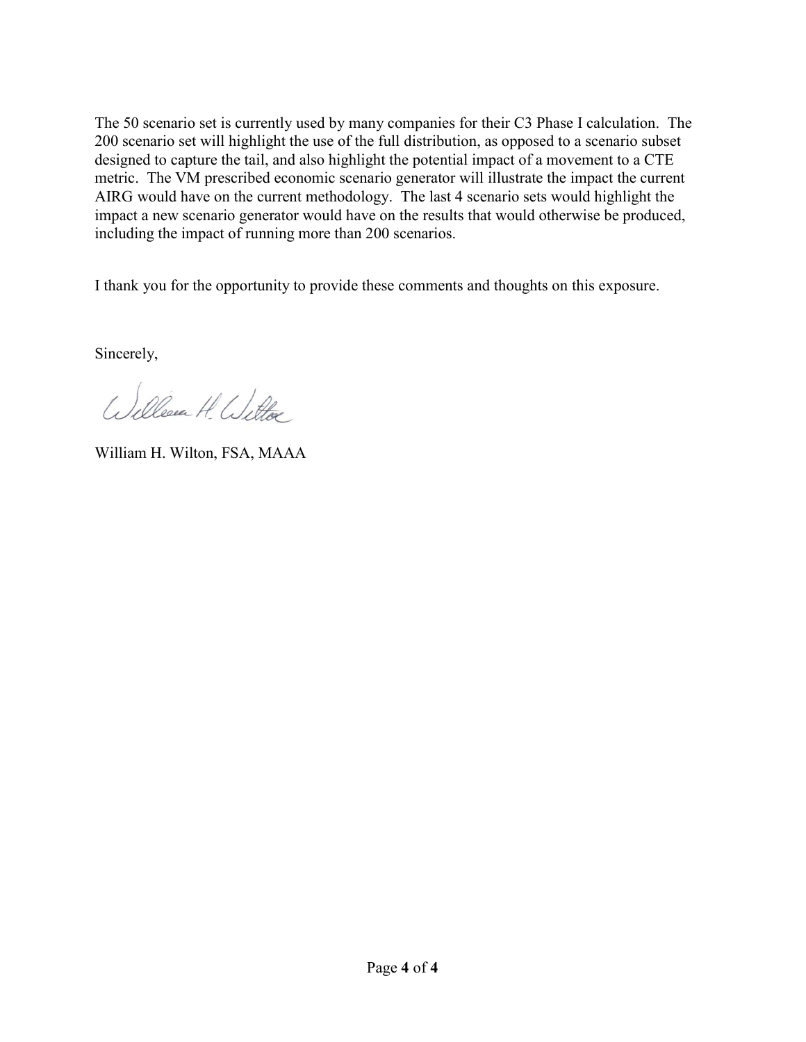The 50 scenario set is currently used by many companies for their C3 Phase I calculation. The 200 scenario set will highlight the use of the full distribution, as opposed to a scenario subset designed to capture the tail, and also highlight the potential impact of a movement to a CTE metric. The VM prescribed economic scenario generator will illustrate the impact the current AIRG would have on the current methodology. The last 4 scenario sets would highlight the impact a new scenario generator would have on the results that would otherwise be produced, including the impact of running more than 200 scenarios.

I thank you for the opportunity to provide these comments and thoughts on this exposure.

Sincerely,

William H. Wilton, FSA, MAAA